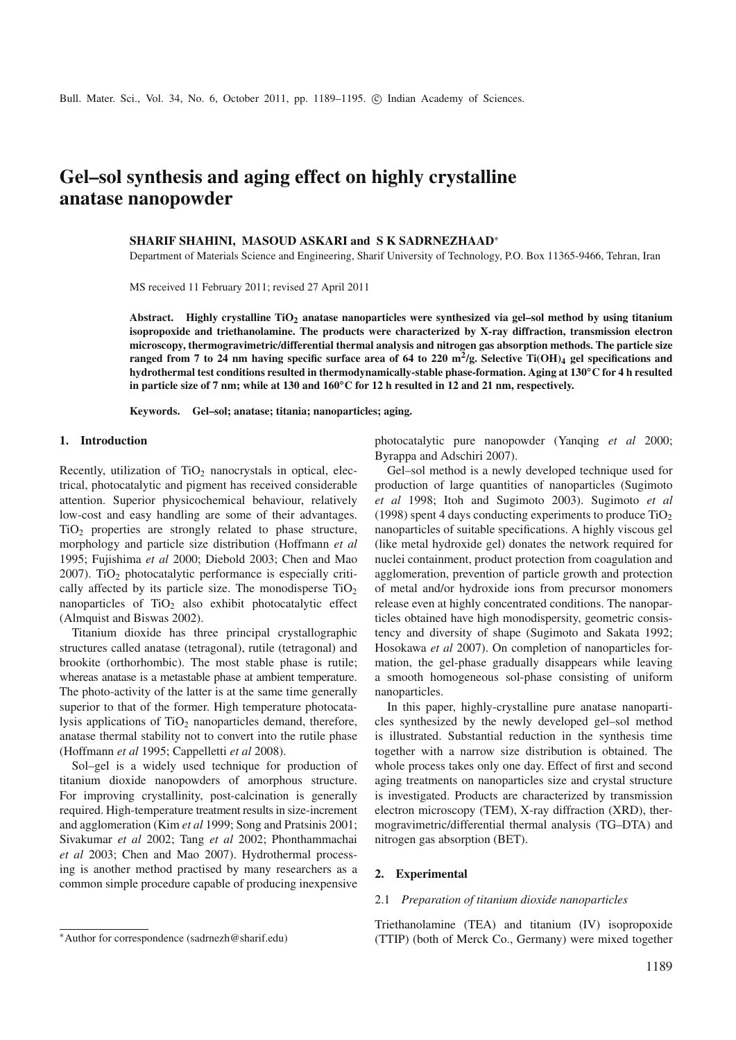# Gel–sol synthesis and aging effect on highly crystalline anatase nanopowder

**SHARIF SHAHINI, MASOUD ASKARI and S K SADRNEZHAAD***

Department of Materials Science and Engineering, Sharif University of Technology, P.O. Box 11365-9466, Tehran, Iran

MS received 11 February 2011; revised 27 April 2011

**Abstract.** **Highly crystalline $TiO_2$ anatase nanoparticles were synthesized via gel–sol method by using titanium isopropoxide and triethanolamine. The products were characterized by X-ray diffraction, transmission electron microscopy, thermogravimetric/differential thermal analysis and nitrogen gas absorption methods. The particle size ranged from 7 to 24 nm having specific surface area of 64 to 220 $m^2$/g. Selective $Ti(OH)_4$ gel specifications and hydrothermal test conditions resulted in thermodynamically-stable phase-formation. Aging at 130°C for 4 h resulted in particle size of 7 nm; while at 130 and 160°C for 12 h resulted in 12 and 21 nm, respectively.**

**Keywords.** **Gel–sol; anatase; titania; nanoparticles; aging.**

## 1. Introduction

Recently, utilization of $TiO_2$ nanocrystals in optical, electrical, photocatalytic and pigment has received considerable attention. Superior physicochemical behaviour, relatively low-cost and easy handling are some of their advantages. $TiO_2$ properties are strongly related to phase structure, morphology and particle size distribution (Hoffmann *et al* 1995; Fujishima *et al* 2000; Diebold 2003; Chen and Mao 2007). $TiO_2$ photocatalytic performance is especially critically affected by its particle size. The monodisperse $TiO_2$ nanoparticles of $TiO_2$ also exhibit photocatalytic effect (Almquist and Biswas 2002).

Titanium dioxide has three principal crystallographic structures called anatase (tetragonal), rutile (tetragonal) and brookite (orthorhombic). The most stable phase is rutile; whereas anatase is a metastable phase at ambient temperature. The photo-activity of the latter is at the same time generally superior to that of the former. High temperature photocatalysis applications of $TiO_2$ nanoparticles demand, therefore, anatase thermal stability not to convert into the rutile phase (Hoffmann *et al* 1995; Cappelletti *et al* 2008).

Sol–gel is a widely used technique for production of titanium dioxide nanopowders of amorphous structure. For improving crystallinity, post-calcination is generally required. High-temperature treatment results in size-increment and agglomeration (Kim *et al* 1999; Song and Pratsinis 2001; Sivakumar *et al* 2002; Tang *et al* 2002; Phonthammachai *et al* 2003; Chen and Mao 2007). Hydrothermal processing is another method practised by many researchers as a common simple procedure capable of producing inexpensive photocatalytic pure nanopowder (Yanqing *et al* 2000; Byrappa and Adschiri 2007).

Gel–sol method is a newly developed technique used for production of large quantities of nanoparticles (Sugimoto *et al* 1998; Itoh and Sugimoto 2003). Sugimoto *et al* (1998) spent 4 days conducting experiments to produce $TiO_2$ nanoparticles of suitable specifications. A highly viscous gel (like metal hydroxide gel) donates the network required for nuclei containment, product protection from coagulation and agglomeration, prevention of particle growth and protection of metal and/or hydroxide ions from precursor monomers release even at highly concentrated conditions. The nanoparticles obtained have high monodispersity, geometric consistency and diversity of shape (Sugimoto and Sakata 1992; Hosokawa *et al* 2007). On completion of nanoparticles formation, the gel-phase gradually disappears while leaving a smooth homogeneous sol-phase consisting of uniform nanoparticles.

In this paper, highly-crystalline pure anatase nanoparticles synthesized by the newly developed gel–sol method is illustrated. Substantial reduction in the synthesis time together with a narrow size distribution is obtained. The whole process takes only one day. Effect of first and second aging treatments on nanoparticles size and crystal structure is investigated. Products are characterized by transmission electron microscopy (TEM), X-ray diffraction (XRD), thermogravimetric/differential thermal analysis (TG–DTA) and nitrogen gas absorption (BET).

## 2. Experimental

### 2.1 *Preparation of titanium dioxide nanoparticles*

Triethanolamine (TEA) and titanium (IV) isopropoxide (TTIP) (both of Merck Co., Germany) were mixed together

*Author for correspondence (sadrnezh@sharif.edu)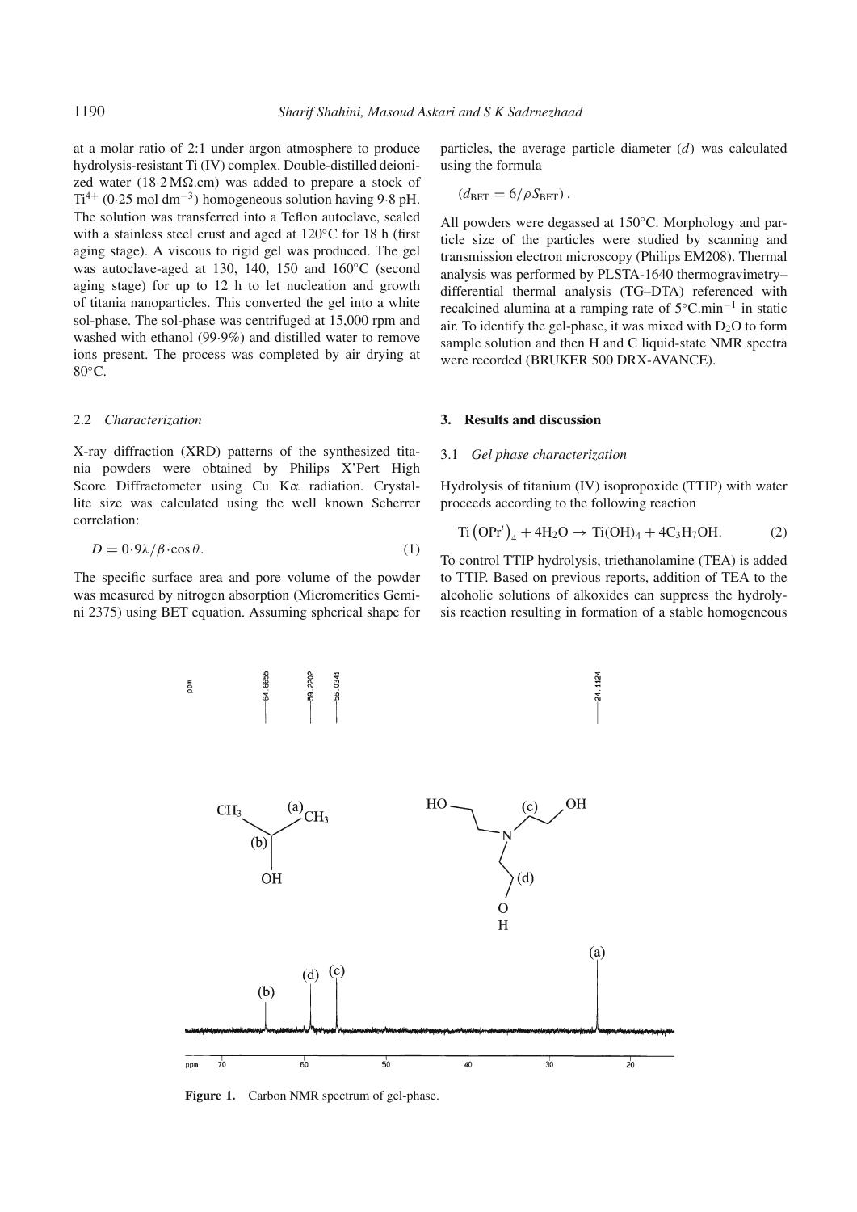at a molar ratio of 2:1 under argon atmosphere to produce hydrolysis-resistant Ti (IV) complex. Double-distilled deionized water (18·2 MΩ.cm) was added to prepare a stock of $Ti^{4+}$ (0·25 mol $dm^{-3}$) homogeneous solution having 9·8 pH. The solution was transferred into a Teflon autoclave, sealed with a stainless steel crust and aged at 120°C for 18 h (first aging stage). A viscous to rigid gel was produced. The gel was autoclave-aged at 130, 140, 150 and 160°C (second aging stage) for up to 12 h to let nucleation and growth of titania nanoparticles. This converted the gel into a white sol-phase. The sol-phase was centrifuged at 15,000 rpm and washed with ethanol (99·9%) and distilled water to remove ions present. The process was completed by air drying at 80°C.

### 2.2 *Characterization*

X-ray diffraction (XRD) patterns of the synthesized titania powders were obtained by Philips X'Pert High Score Diffractometer using Cu Kα radiation. Crystallite size was calculated using the well known Scherrer correlation:

$$D = 0{\cdot}9\lambda/\beta\cdot\cos\theta. \tag{1}$$

The specific surface area and pore volume of the powder was measured by nitrogen absorption (Micromeritics Gemini 2375) using BET equation. Assuming spherical shape for particles, the average particle diameter ($d$) was calculated using the formula

$$(d_{BET} = 6/\rho S_{BET}).$$

All powders were degassed at 150°C. Morphology and particle size of the particles were studied by scanning and transmission electron microscopy (Philips EM208). Thermal analysis was performed by PLSTA-1640 thermogravimetry–differential thermal analysis (TG–DTA) referenced with recalcined alumina at a ramping rate of 5°C.$min^{-1}$ in static air. To identify the gel-phase, it was mixed with $D_2O$ to form sample solution and then H and C liquid-state NMR spectra were recorded (BRUKER 500 DRX-AVANCE).

## 3. Results and discussion

### 3.1 *Gel phase characterization*

Hydrolysis of titanium (IV) isopropoxide (TTIP) with water proceeds according to the following reaction

$$Ti\left(OPr^{i}\right)_4 + 4H_2O \rightarrow Ti(OH)_4 + 4C_3H_7OH. \tag{2}$$

To control TTIP hydrolysis, triethanolamine (TEA) is added to TTIP. Based on previous reports, addition of TEA to the alcoholic solutions of alkoxides can suppress the hydrolysis reaction resulting in formation of a stable homogeneous

**Figure 1.** Carbon NMR spectrum of gel-phase.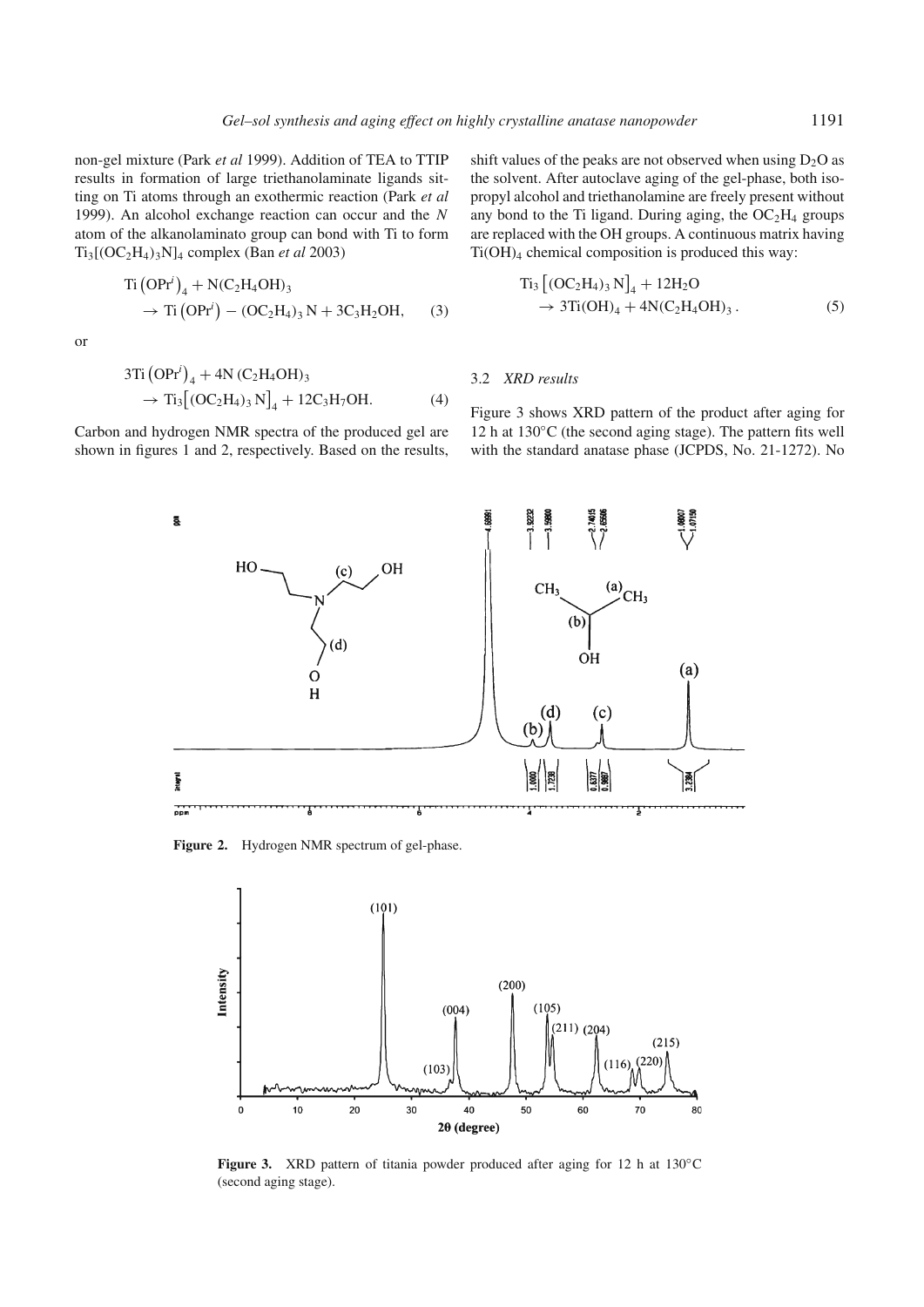non-gel mixture (Park *et al* 1999). Addition of TEA to TTIP results in formation of large triethanolaminate ligands sitting on Ti atoms through an exothermic reaction (Park *et al* 1999). An alcohol exchange reaction can occur and the *N* atom of the alkanolaminato group can bond with Ti to form $Ti_3[(OC_2H_4)_3N]_4$ complex (Ban *et al* 2003)

$$\mathrm{Ti}\left(\mathrm{OPr}^i\right)_4 + \mathrm{N(C_2H_4OH)_3} \rightarrow \mathrm{Ti}\left(\mathrm{OPr}^i\right) - \mathrm{(OC_2H_4)_3\,N} + 3\mathrm{C_3H_2OH}, \quad (3)$$

or

$$3\mathrm{Ti}\left(\mathrm{OPr}^i\right)_4 + 4\mathrm{N\,(C_2H_4OH)_3} \rightarrow \mathrm{Ti_3}\left[\mathrm{(OC_2H_4)_3\,N}\right]_4 + 12\mathrm{C_3H_7OH}. \quad (4)$$

Carbon and hydrogen NMR spectra of the produced gel are shown in figures 1 and 2, respectively. Based on the results, shift values of the peaks are not observed when using $D_2O$ as the solvent. After autoclave aging of the gel-phase, both isopropyl alcohol and triethanolamine are freely present without any bond to the Ti ligand. During aging, the $OC_2H_4$ groups are replaced with the OH groups. A continuous matrix having $Ti(OH)_4$ chemical composition is produced this way:

$$\mathrm{Ti_3}\left[\mathrm{(OC_2H_4)_3\,N}\right]_4 + 12\mathrm{H_2O} \rightarrow 3\mathrm{Ti(OH)_4} + 4\mathrm{N(C_2H_4OH)_3}. \quad (5)$$

### 3.2 *XRD results*

Figure 3 shows XRD pattern of the product after aging for 12 h at 130°C (the second aging stage). The pattern fits well with the standard anatase phase (JCPDS, No. 21-1272). No

**Figure 2.** Hydrogen NMR spectrum of gel-phase.

**Figure 3.** XRD pattern of titania powder produced after aging for 12 h at 130°C (second aging stage).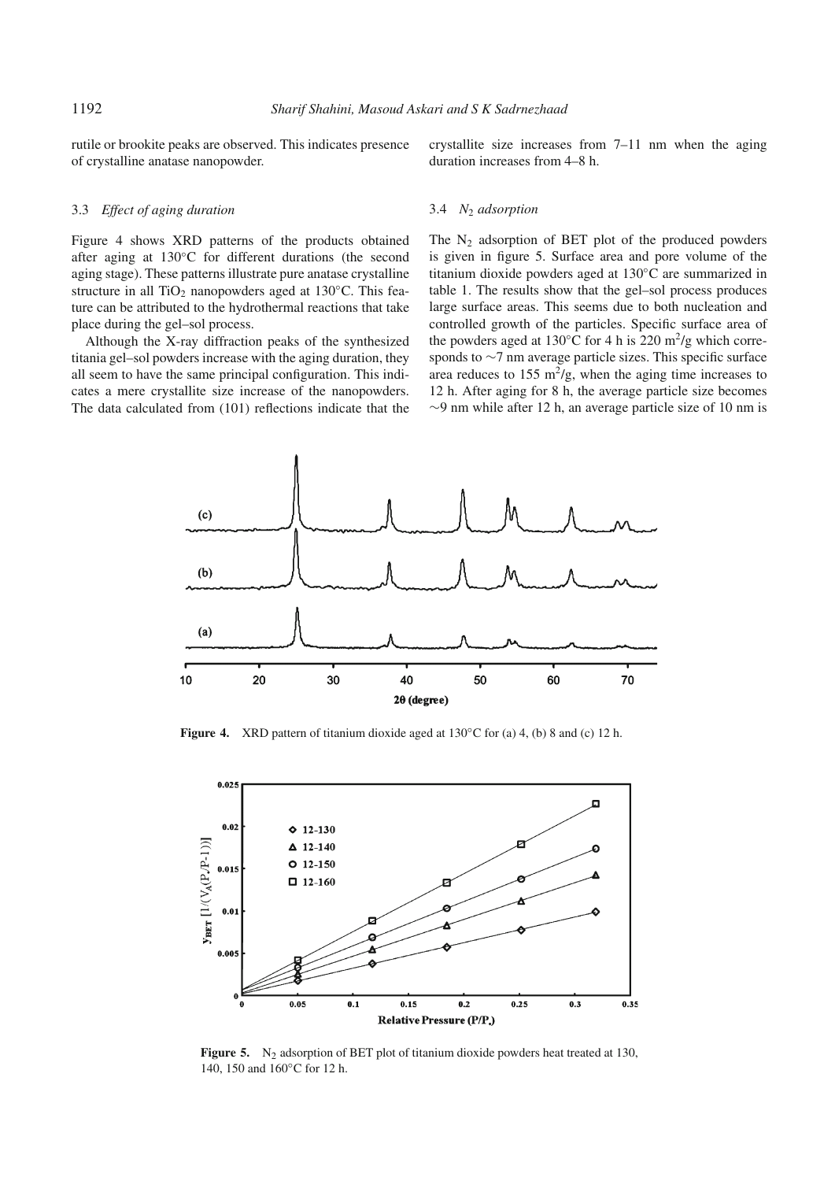rutile or brookite peaks are observed. This indicates presence of crystalline anatase nanopowder.

### 3.3 *Effect of aging duration*

Figure 4 shows XRD patterns of the products obtained after aging at 130°C for different durations (the second aging stage). These patterns illustrate pure anatase crystalline structure in all $TiO_2$ nanopowders aged at 130°C. This feature can be attributed to the hydrothermal reactions that take place during the gel–sol process.

Although the X-ray diffraction peaks of the synthesized titania gel–sol powders increase with the aging duration, they all seem to have the same principal configuration. This indicates a mere crystallite size increase of the nanopowders. The data calculated from (101) reflections indicate that the crystallite size increases from 7–11 nm when the aging duration increases from 4–8 h.

### 3.4 *$N_2$ adsorption*

The $N_2$ adsorption of BET plot of the produced powders is given in figure 5. Surface area and pore volume of the titanium dioxide powders aged at 130°C are summarized in table 1. The results show that the gel–sol process produces large surface areas. This seems due to both nucleation and controlled growth of the particles. Specific surface area of the powders aged at 130°C for 4 h is 220 $m^2$/g which corresponds to ~7 nm average particle sizes. This specific surface area reduces to 155 $m^2$/g, when the aging time increases to 12 h. After aging for 8 h, the average particle size becomes ~9 nm while after 12 h, an average particle size of 10 nm is

**Figure 4.** XRD pattern of titanium dioxide aged at 130°C for (a) 4, (b) 8 and (c) 12 h.

**Figure 5.** $N_2$ adsorption of BET plot of titanium dioxide powders heat treated at 130, 140, 150 and 160°C for 12 h.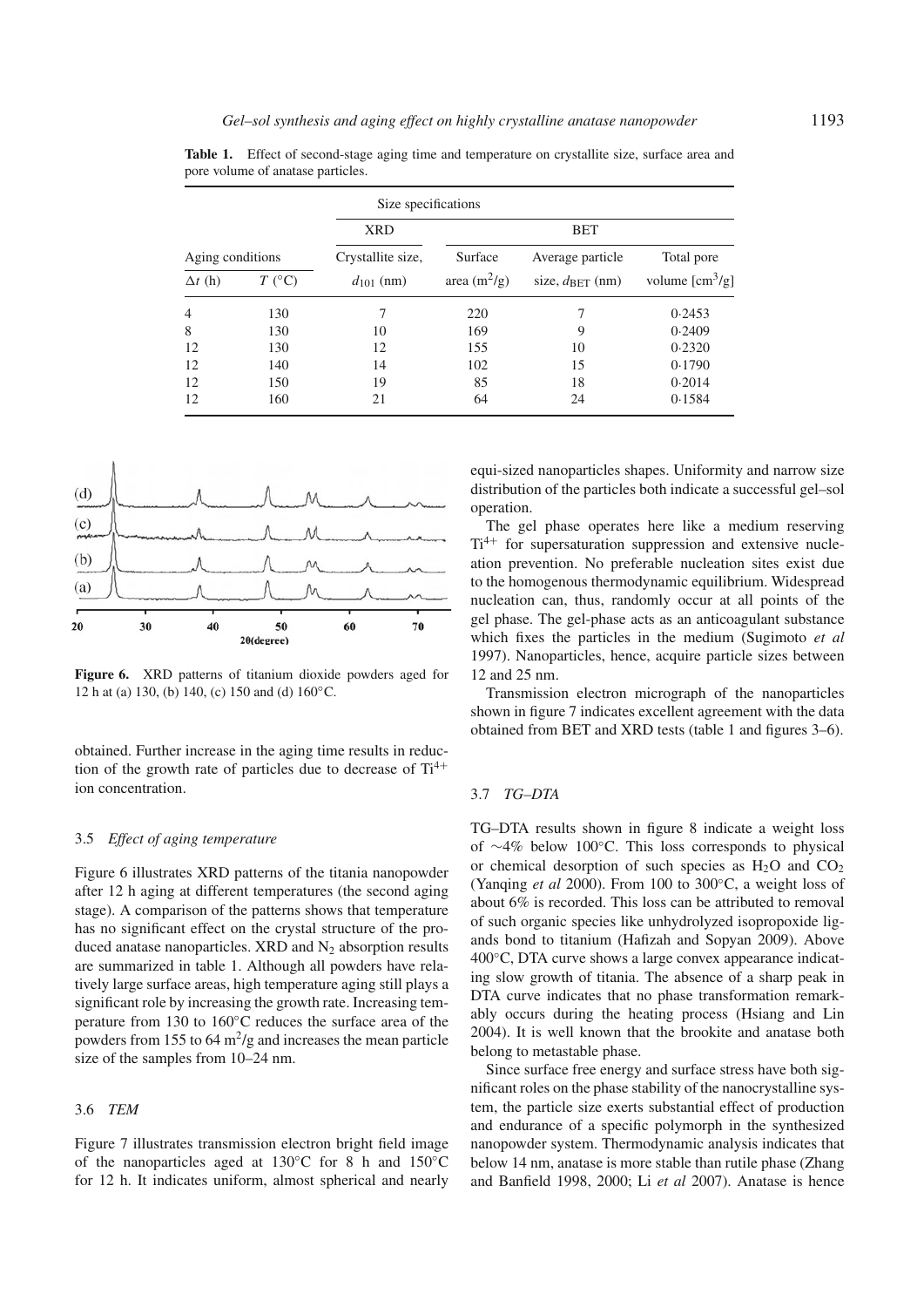**Table 1.** Effect of second-stage aging time and temperature on crystallite size, surface area and pore volume of anatase particles.

| Aging conditions | | XRD | BET | | |
|---|---|---|---|---|---|
| $\Delta t$ (h) | $T$ (°C) | Crystallite size, $d_{101}$ (nm) | Surface area ($m^2$/g) | Average particle size, $d_{BET}$ (nm) | Total pore volume [$cm^3$/g] |
| 4 | 130 | 7 | 220 | 7 | 0·2453 |
| 8 | 130 | 10 | 169 | 9 | 0·2409 |
| 12 | 130 | 12 | 155 | 10 | 0·2320 |
| 12 | 140 | 14 | 102 | 15 | 0·1790 |
| 12 | 150 | 19 | 85 | 18 | 0·2014 |
| 12 | 160 | 21 | 64 | 24 | 0·1584 |

**Figure 6.** XRD patterns of titanium dioxide powders aged for 12 h at (a) 130, (b) 140, (c) 150 and (d) 160°C.

obtained. Further increase in the aging time results in reduction of the growth rate of particles due to decrease of $Ti^{4+}$ ion concentration.

### 3.5 *Effect of aging temperature*

Figure 6 illustrates XRD patterns of the titania nanopowder after 12 h aging at different temperatures (the second aging stage). A comparison of the patterns shows that temperature has no significant effect on the crystal structure of the produced anatase nanoparticles. XRD and $N_2$ absorption results are summarized in table 1. Although all powders have relatively large surface areas, high temperature aging still plays a significant role by increasing the growth rate. Increasing temperature from 130 to 160°C reduces the surface area of the powders from 155 to 64 $m^2$/g and increases the mean particle size of the samples from 10–24 nm.

### 3.6 *TEM*

Figure 7 illustrates transmission electron bright field image of the nanoparticles aged at 130°C for 8 h and 150°C for 12 h. It indicates uniform, almost spherical and nearly equi-sized nanoparticles shapes. Uniformity and narrow size distribution of the particles both indicate a successful gel–sol operation.

The gel phase operates here like a medium reserving $Ti^{4+}$ for supersaturation suppression and extensive nucleation prevention. No preferable nucleation sites exist due to the homogenous thermodynamic equilibrium. Widespread nucleation can, thus, randomly occur at all points of the gel phase. The gel-phase acts as an anticoagulant substance which fixes the particles in the medium (Sugimoto *et al* 1997). Nanoparticles, hence, acquire particle sizes between 12 and 25 nm.

Transmission electron micrograph of the nanoparticles shown in figure 7 indicates excellent agreement with the data obtained from BET and XRD tests (table 1 and figures 3–6).

### 3.7 *TG–DTA*

TG–DTA results shown in figure 8 indicate a weight loss of ∼4% below 100°C. This loss corresponds to physical or chemical desorption of such species as $H_2O$ and $CO_2$ (Yanqing *et al* 2000). From 100 to 300°C, a weight loss of about 6% is recorded. This loss can be attributed to removal of such organic species like unhydrolyzed isopropoxide ligands bond to titanium (Hafizah and Sopyan 2009). Above 400°C, DTA curve shows a large convex appearance indicating slow growth of titania. The absence of a sharp peak in DTA curve indicates that no phase transformation remarkably occurs during the heating process (Hsiang and Lin 2004). It is well known that the brookite and anatase both belong to metastable phase.

Since surface free energy and surface stress have both significant roles on the phase stability of the nanocrystalline system, the particle size exerts substantial effect of production and endurance of a specific polymorph in the synthesized nanopowder system. Thermodynamic analysis indicates that below 14 nm, anatase is more stable than rutile phase (Zhang and Banfield 1998, 2000; Li *et al* 2007). Anatase is hence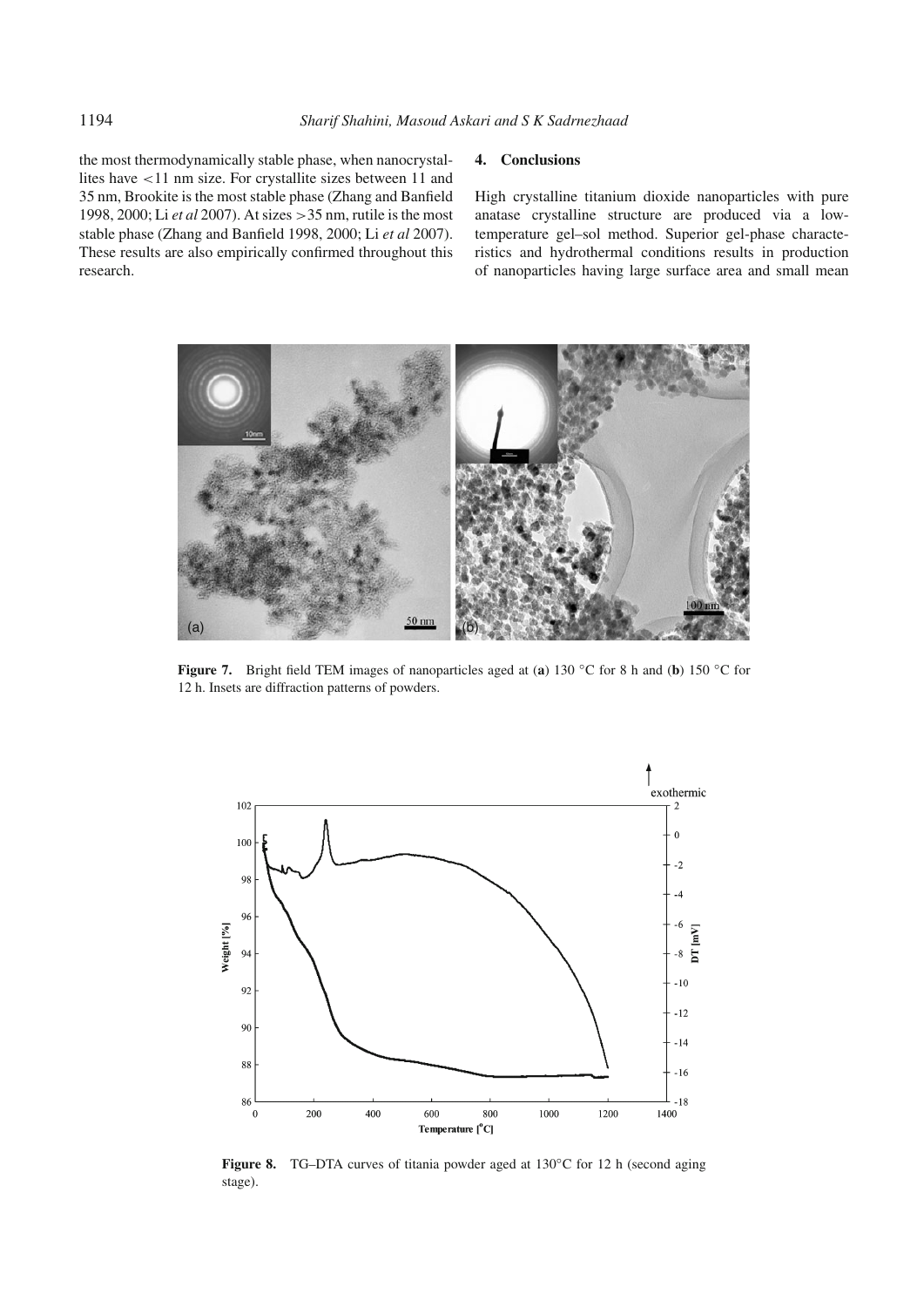the most thermodynamically stable phase, when nanocrystallites have <11 nm size. For crystallite sizes between 11 and 35 nm, Brookite is the most stable phase (Zhang and Banfield 1998, 2000; Li *et al* 2007). At sizes >35 nm, rutile is the most stable phase (Zhang and Banfield 1998, 2000; Li *et al* 2007). These results are also empirically confirmed throughout this research.

## 4. Conclusions

High crystalline titanium dioxide nanoparticles with pure anatase crystalline structure are produced via a low-temperature gel–sol method. Superior gel-phase characteristics and hydrothermal conditions results in production of nanoparticles having large surface area and small mean

**Figure 7.** Bright field TEM images of nanoparticles aged at (**a**) 130 °C for 8 h and (**b**) 150 °C for 12 h. Insets are diffraction patterns of powders.

**Figure 8.** TG–DTA curves of titania powder aged at 130°C for 12 h (second aging stage).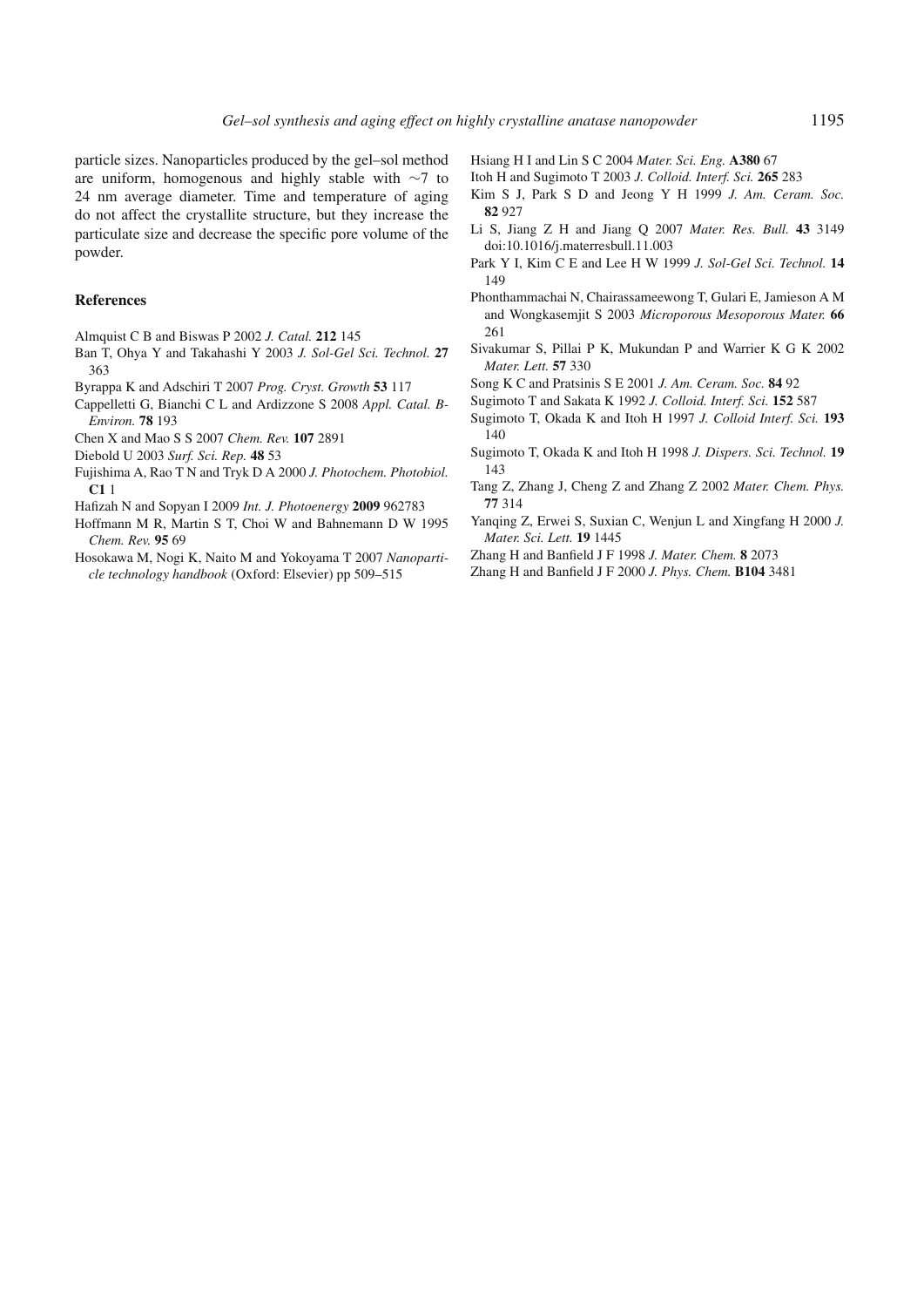particle sizes. Nanoparticles produced by the gel–sol method are uniform, homogenous and highly stable with ∼7 to 24 nm average diameter. Time and temperature of aging do not affect the crystallite structure, but they increase the particulate size and decrease the specific pore volume of the powder.

## References

Almquist C B and Biswas P 2002 *J. Catal.* **212** 145

Ban T, Ohya Y and Takahashi Y 2003 *J. Sol-Gel Sci. Technol.* **27** 363

Byrappa K and Adschiri T 2007 *Prog. Cryst. Growth* **53** 117

Cappelletti G, Bianchi C L and Ardizzone S 2008 *Appl. Catal. B-Environ.* **78** 193

Chen X and Mao S S 2007 *Chem. Rev.* **107** 2891

Diebold U 2003 *Surf. Sci. Rep.* **48** 53

Fujishima A, Rao T N and Tryk D A 2000 *J. Photochem. Photobiol.* **C1** 1

Hafizah N and Sopyan I 2009 *Int. J. Photoenergy* **2009** 962783

Hoffmann M R, Martin S T, Choi W and Bahnemann D W 1995 *Chem. Rev.* **95** 69

Hosokawa M, Nogi K, Naito M and Yokoyama T 2007 *Nanoparticle technology handbook* (Oxford: Elsevier) pp 509–515

Hsiang H I and Lin S C 2004 *Mater. Sci. Eng.* **A380** 67

Itoh H and Sugimoto T 2003 *J. Colloid. Interf. Sci.* **265** 283

Kim S J, Park S D and Jeong Y H 1999 *J. Am. Ceram. Soc.* **82** 927

Li S, Jiang Z H and Jiang Q 2007 *Mater. Res. Bull.* **43** 3149 doi:10.1016/j.materresbull.11.003

Park Y I, Kim C E and Lee H W 1999 *J. Sol-Gel Sci. Technol.* **14** 149

Phonthammachai N, Chairassameewong T, Gulari E, Jamieson A M and Wongkasemjit S 2003 *Microporous Mesoporous Mater.* **66** 261

Sivakumar S, Pillai P K, Mukundan P and Warrier K G K 2002 *Mater. Lett.* **57** 330

Song K C and Pratsinis S E 2001 *J. Am. Ceram. Soc.* **84** 92

Sugimoto T and Sakata K 1992 *J. Colloid. Interf. Sci.* **152** 587

Sugimoto T, Okada K and Itoh H 1997 *J. Colloid Interf. Sci.* **193** 140

Sugimoto T, Okada K and Itoh H 1998 *J. Dispers. Sci. Technol.* **19** 143

Tang Z, Zhang J, Cheng Z and Zhang Z 2002 *Mater. Chem. Phys.* **77** 314

Yanqing Z, Erwei S, Suxian C, Wenjun L and Xingfang H 2000 *J. Mater. Sci. Lett.* **19** 1445

Zhang H and Banfield J F 1998 *J. Mater. Chem.* **8** 2073

Zhang H and Banfield J F 2000 *J. Phys. Chem.* **B104** 3481